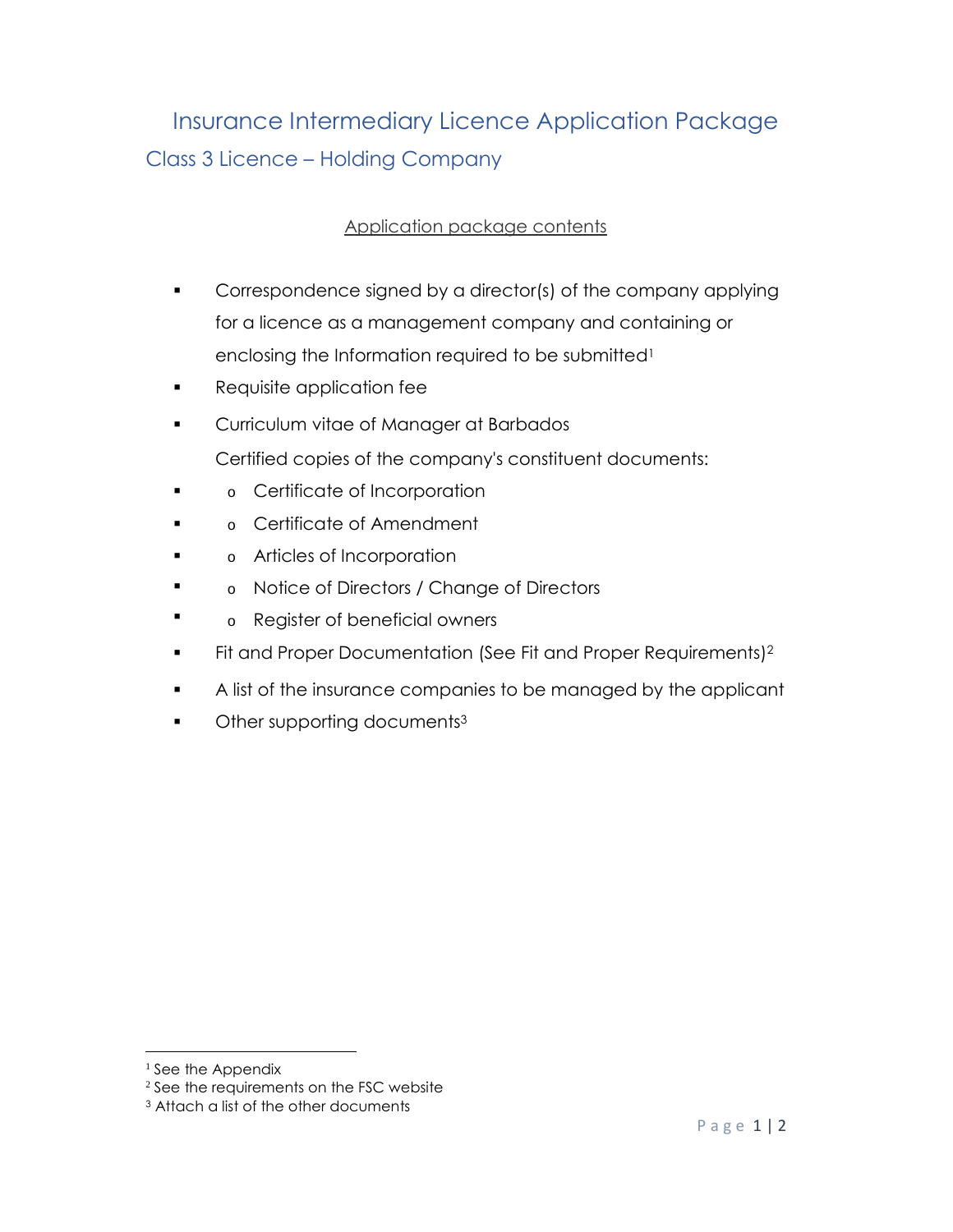# Insurance Intermediary Licence Application Package

## Class 3 Licence – Holding Company

Application package contents

- Correspondence signed by a director(s) of the company applying for a licence as a management company and containing or enclosing the Information required to be submitted[1]
- Requisite application fee
- Curriculum vitae of Manager at Barbados

  Certified copies of the company's constituent documents:
- o Certificate of Incorporation
- o Certificate of Amendment
- o Articles of Incorporation
- o Notice of Directors / Change of Directors
- o Register of beneficial owners
- Fit and Proper Documentation (See Fit and Proper Requirements)[2]
- A list of the insurance companies to be managed by the applicant
- Other supporting documents[3]

---

[1] See the Appendix

[2] See the requirements on the FSC website

[3] Attach a list of the other documents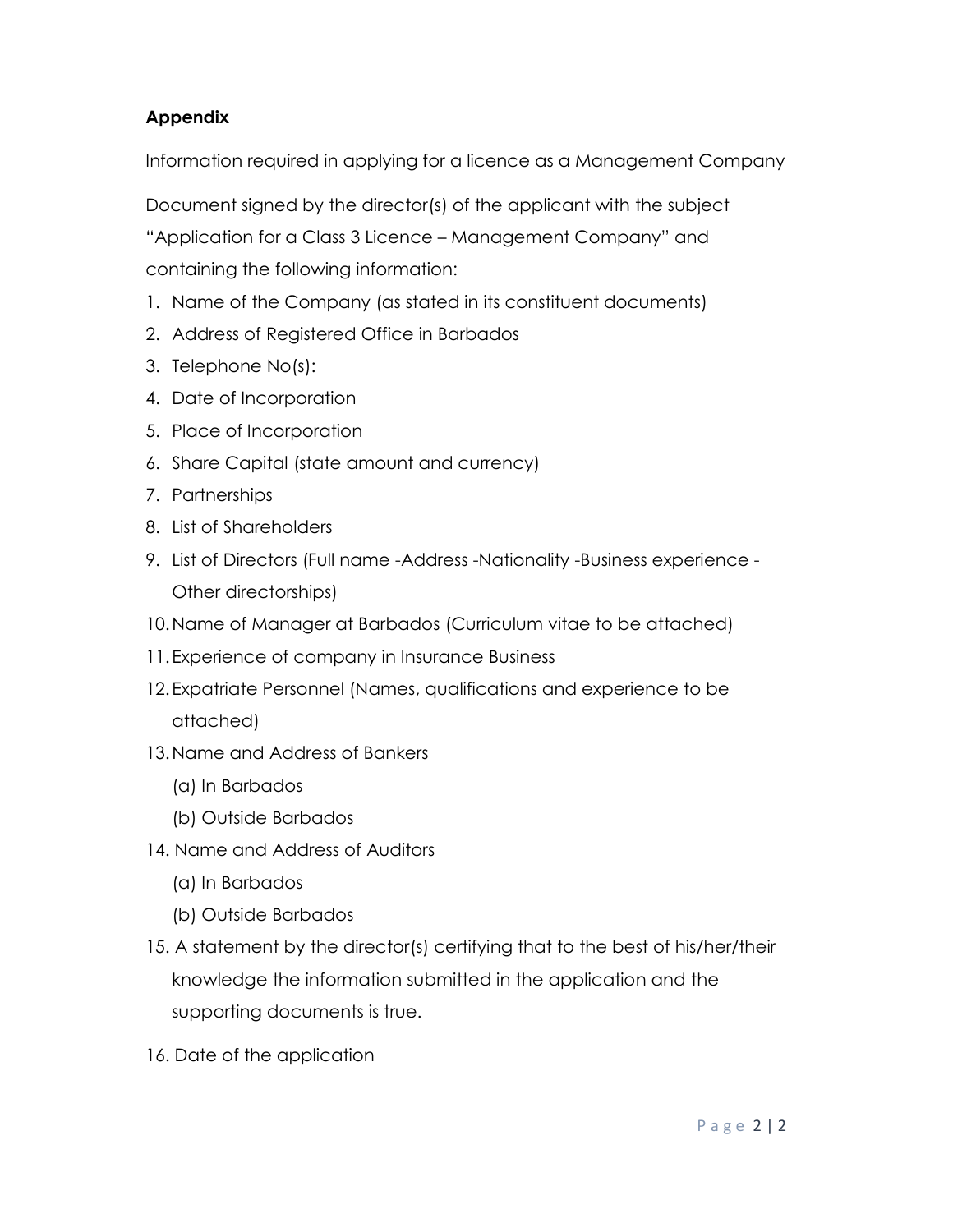### Appendix

Information required in applying for a licence as a Management Company

Document signed by the director(s) of the applicant with the subject "Application for a Class 3 Licence – Management Company" and containing the following information:

1. Name of the Company (as stated in its constituent documents)
2. Address of Registered Office in Barbados
3. Telephone No(s):
4. Date of Incorporation
5. Place of Incorporation
6. Share Capital (state amount and currency)
7. Partnerships
8. List of Shareholders
9. List of Directors (Full name -Address -Nationality -Business experience -Other directorships)
10. Name of Manager at Barbados (Curriculum vitae to be attached)
11. Experience of company in Insurance Business
12. Expatriate Personnel (Names, qualifications and experience to be attached)
13. Name and Address of Bankers
    (a) In Barbados
    (b) Outside Barbados
14. Name and Address of Auditors
    (a) In Barbados
    (b) Outside Barbados
15. A statement by the director(s) certifying that to the best of his/her/their knowledge the information submitted in the application and the supporting documents is true.
16. Date of the application